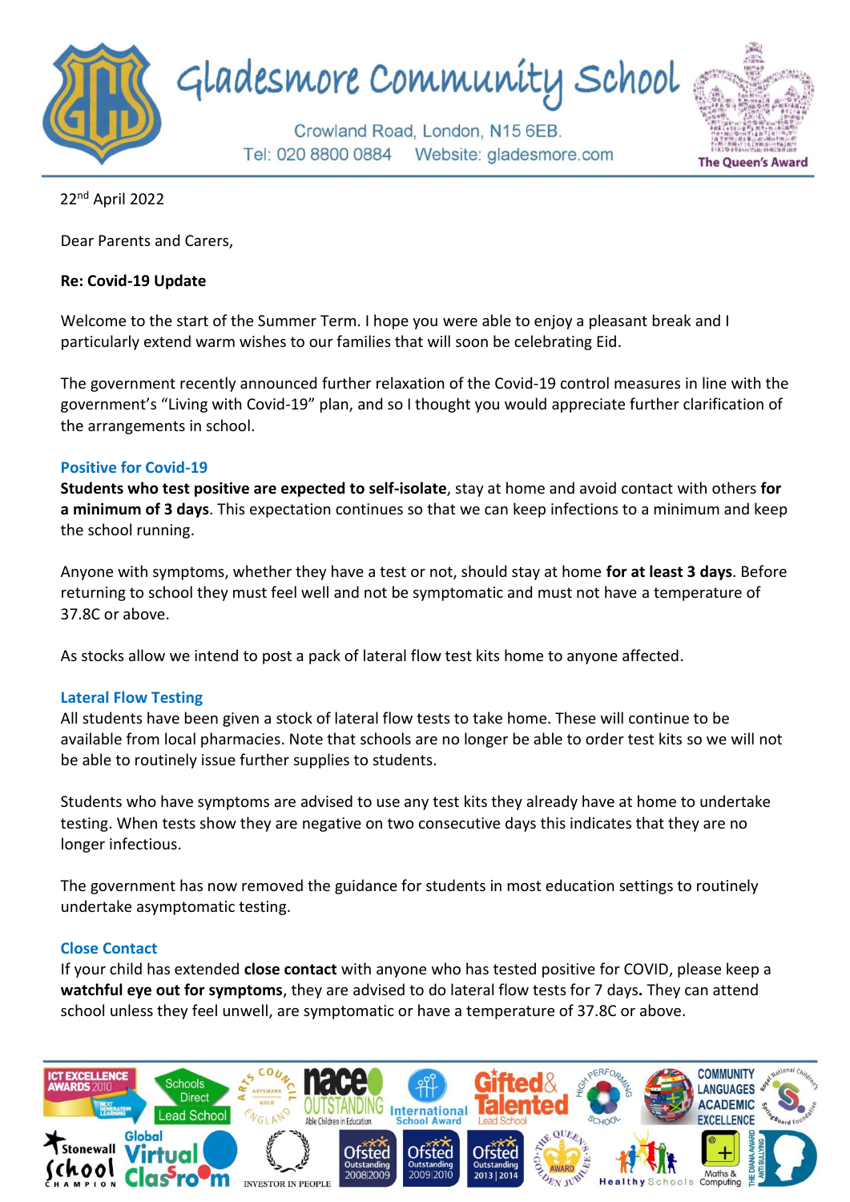# Gladesmore Community School

Crowland Road, London, N15 6EB.
Tel: 020 8800 0884 Website: gladesmore.com

22nd April 2022

Dear Parents and Carers,

**Re: Covid-19 Update**

Welcome to the start of the Summer Term. I hope you were able to enjoy a pleasant break and I particularly extend warm wishes to our families that will soon be celebrating Eid.

The government recently announced further relaxation of the Covid-19 control measures in line with the government's "Living with Covid-19" plan, and so I thought you would appreciate further clarification of the arrangements in school.

### Positive for Covid-19

**Students who test positive are expected to self-isolate**, stay at home and avoid contact with others **for a minimum of 3 days**. This expectation continues so that we can keep infections to a minimum and keep the school running.

Anyone with symptoms, whether they have a test or not, should stay at home **for at least 3 days**. Before returning to school they must feel well and not be symptomatic and must not have a temperature of 37.8C or above.

As stocks allow we intend to post a pack of lateral flow test kits home to anyone affected.

### Lateral Flow Testing

All students have been given a stock of lateral flow tests to take home. These will continue to be available from local pharmacies. Note that schools are no longer be able to order test kits so we will not be able to routinely issue further supplies to students.

Students who have symptoms are advised to use any test kits they already have at home to undertake testing. When tests show they are negative on two consecutive days this indicates that they are no longer infectious.

The government has now removed the guidance for students in most education settings to routinely undertake asymptomatic testing.

### Close Contact

If your child has extended **close contact** with anyone who has tested positive for COVID, please keep a **watchful eye out for symptoms**, they are advised to do lateral flow tests for 7 days**.** They can attend school unless they feel unwell, are symptomatic or have a temperature of 37.8C or above.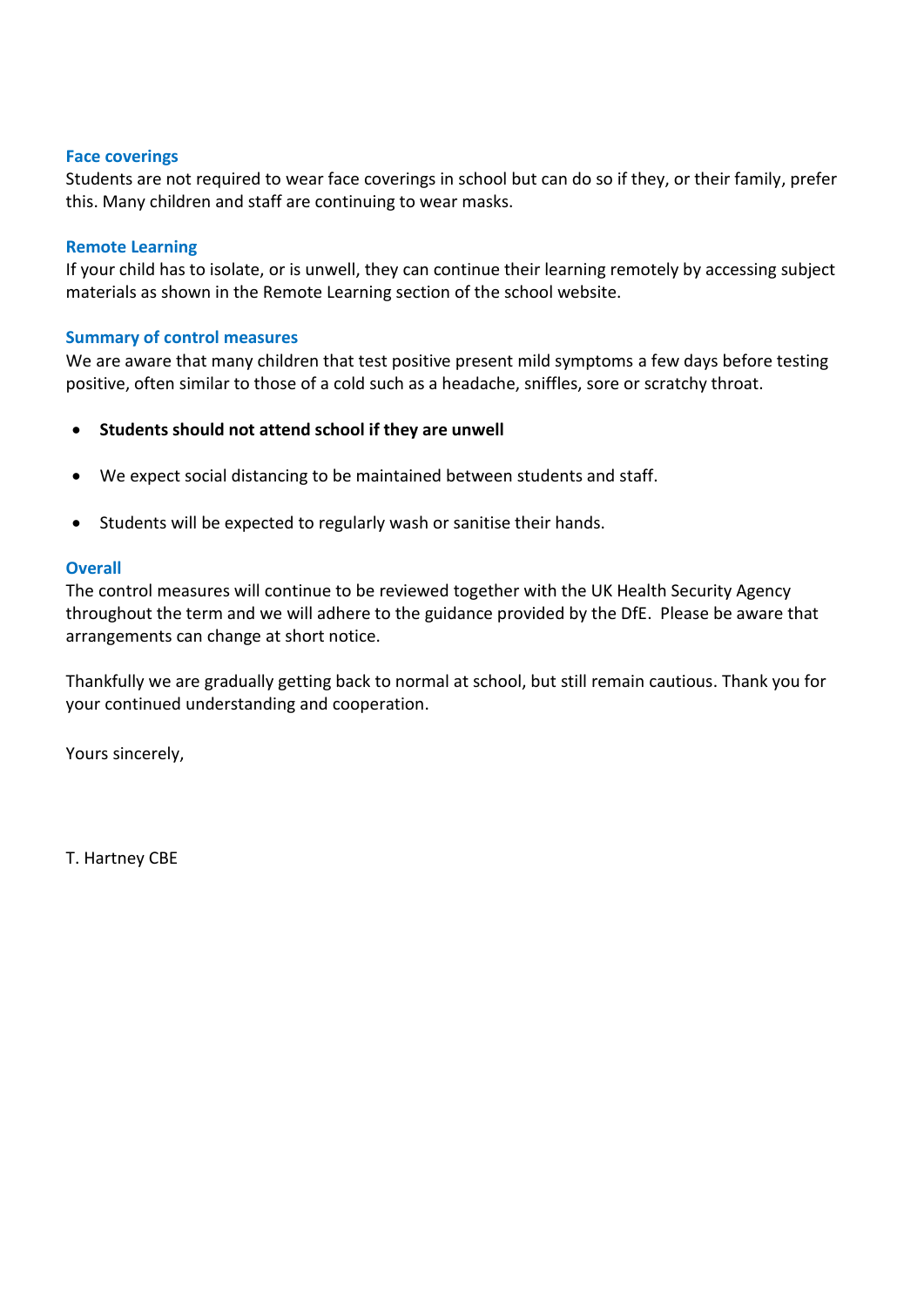### Face coverings

Students are not required to wear face coverings in school but can do so if they, or their family, prefer this. Many children and staff are continuing to wear masks.

### Remote Learning

If your child has to isolate, or is unwell, they can continue their learning remotely by accessing subject materials as shown in the Remote Learning section of the school website.

### Summary of control measures

We are aware that many children that test positive present mild symptoms a few days before testing positive, often similar to those of a cold such as a headache, sniffles, sore or scratchy throat.

- **Students should not attend school if they are unwell**
- We expect social distancing to be maintained between students and staff.
- Students will be expected to regularly wash or sanitise their hands.

### Overall

The control measures will continue to be reviewed together with the UK Health Security Agency throughout the term and we will adhere to the guidance provided by the DfE. Please be aware that arrangements can change at short notice.

Thankfully we are gradually getting back to normal at school, but still remain cautious. Thank you for your continued understanding and cooperation.

Yours sincerely,

T. Hartney CBE